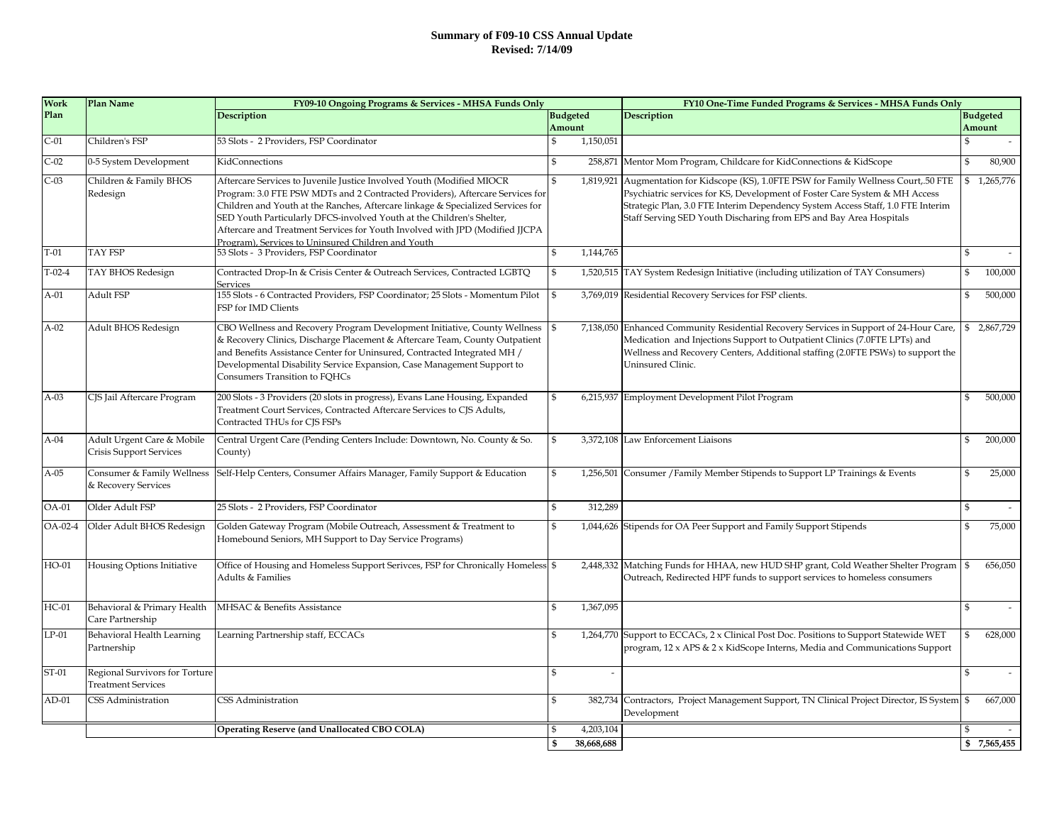**Summary of F09-10 CSS Annual Update**
**Revised: 7/14/09**

| Work Plan | Plan Name | FY09-10 Ongoing Programs & Services - MHSA Funds Only | | FY10 One-Time Funded Programs & Services - MHSA Funds Only | |
|---|---|---|---|---|---|
| | | Description | Budgeted Amount | Description | Budgeted Amount |
| C-01 | Children's FSP | 53 Slots - 2 Providers, FSP Coordinator | $ 1,150,051 | | $ - |
| C-02 | 0-5 System Development | KidConnections | $ 258,871 | Mentor Mom Program, Childcare for KidConnections & KidScope | $ 80,900 |
| C-03 | Children & Family BHOS Redesign | Aftercare Services to Juvenile Justice Involved Youth (Modified MIOCR Program: 3.0 FTE PSW MDTs and 2 Contracted Providers), Aftercare Services for Children and Youth at the Ranches, Aftercare linkage & Specialized Services for SED Youth Particularly DFCS-involved Youth at the Children's Shelter, Aftercare and Treatment Services for Youth Involved with JPD (Modified JJCPA Program), Services to Uninsured Children and Youth | $ 1,819,921 | Augmentation for Kidscope (KS), 1.0FTE PSW for Family Wellness Court,.50 FTE Psychiatric services for KS, Development of Foster Care System & MH Access Strategic Plan, 3.0 FTE Interim Dependency System Access Staff, 1.0 FTE Interim Staff Serving SED Youth Discharing from EPS and Bay Area Hospitals | $ 1,265,776 |
| T-01 | TAY FSP | 53 Slots - 3 Providers, FSP Coordinator | $ 1,144,765 | | $ - |
| T-02-4 | TAY BHOS Redesign | Contracted Drop-In & Crisis Center & Outreach Services, Contracted LGBTQ Services | $ 1,520,515 | TAY System Redesign Initiative (including utilization of TAY Consumers) | $ 100,000 |
| A-01 | Adult FSP | 155 Slots - 6 Contracted Providers, FSP Coordinator; 25 Slots - Momentum Pilot FSP for IMD Clients | $ 3,769,019 | Residential Recovery Services for FSP clients. | $ 500,000 |
| A-02 | Adult BHOS Redesign | CBO Wellness and Recovery Program Development Initiative, County Wellness & Recovery Clinics, Discharge Placement & Aftercare Team, County Outpatient and Benefits Assistance Center for Uninsured, Contracted Integrated MH / Developmental Disability Service Expansion, Case Management Support to Consumers Transition to FQHCs | $ 7,138,050 | Enhanced Community Residential Recovery Services in Support of 24-Hour Care, Medication and Injections Support to Outpatient Clinics (7.0FTE LPTs) and Wellness and Recovery Centers, Additional staffing (2.0FTE PSWs) to support the Uninsured Clinic. | $ 2,867,729 |
| A-03 | CJS Jail Aftercare Program | 200 Slots - 3 Providers (20 slots in progress), Evans Lane Housing, Expanded Treatment Court Services, Contracted Aftercare Services to CJS Adults, Contracted THUs for CJS FSPs | $ 6,215,937 | Employment Development Pilot Program | $ 500,000 |
| A-04 | Adult Urgent Care & Mobile Crisis Support Services | Central Urgent Care (Pending Centers Include: Downtown, No. County & So. County) | $ 3,372,108 | Law Enforcement Liaisons | $ 200,000 |
| A-05 | Consumer & Family Wellness & Recovery Services | Self-Help Centers, Consumer Affairs Manager, Family Support & Education | $ 1,256,501 | Consumer /Family Member Stipends to Support LP Trainings & Events | $ 25,000 |
| OA-01 | Older Adult FSP | 25 Slots - 2 Providers, FSP Coordinator | $ 312,289 | | $ - |
| OA-02-4 | Older Adult BHOS Redesign | Golden Gateway Program (Mobile Outreach, Assessment & Treatment to Homebound Seniors, MH Support to Day Service Programs) | $ 1,044,626 | Stipends for OA Peer Support and Family Support Stipends | $ 75,000 |
| HO-01 | Housing Options Initiative | Office of Housing and Homeless Support Serivces, FSP for Chronically Homeless Adults & Families | $ 2,448,332 | Matching Funds for HHAA, new HUD SHP grant, Cold Weather Shelter Program Outreach, Redirected HPF funds to support services to homeless consumers | $ 656,050 |
| HC-01 | Behavioral & Primary Health Care Partnership | MHSAC & Benefits Assistance | $ 1,367,095 | | $ - |
| LP-01 | Behavioral Health Learning Partnership | Learning Partnership staff, ECCACs | $ 1,264,770 | Support to ECCACs, 2 x Clinical Post Doc. Positions to Support Statewide WET program, 12 x APS & 2 x KidScope Interns, Media and Communications Support | $ 628,000 |
| ST-01 | Regional Survivors for Torture Treatment Services | | $ - | | $ - |
| AD-01 | CSS Administration | CSS Administration | $ 382,734 | Contractors, Project Management Support, TN Clinical Project Director, IS System Development | $ 667,000 |
| | | **Operating Reserve (and Unallocated CBO COLA)** | $ 4,203,104 | | $ - |
| | | | **$ 38,668,688** | | **$ 7,565,455** |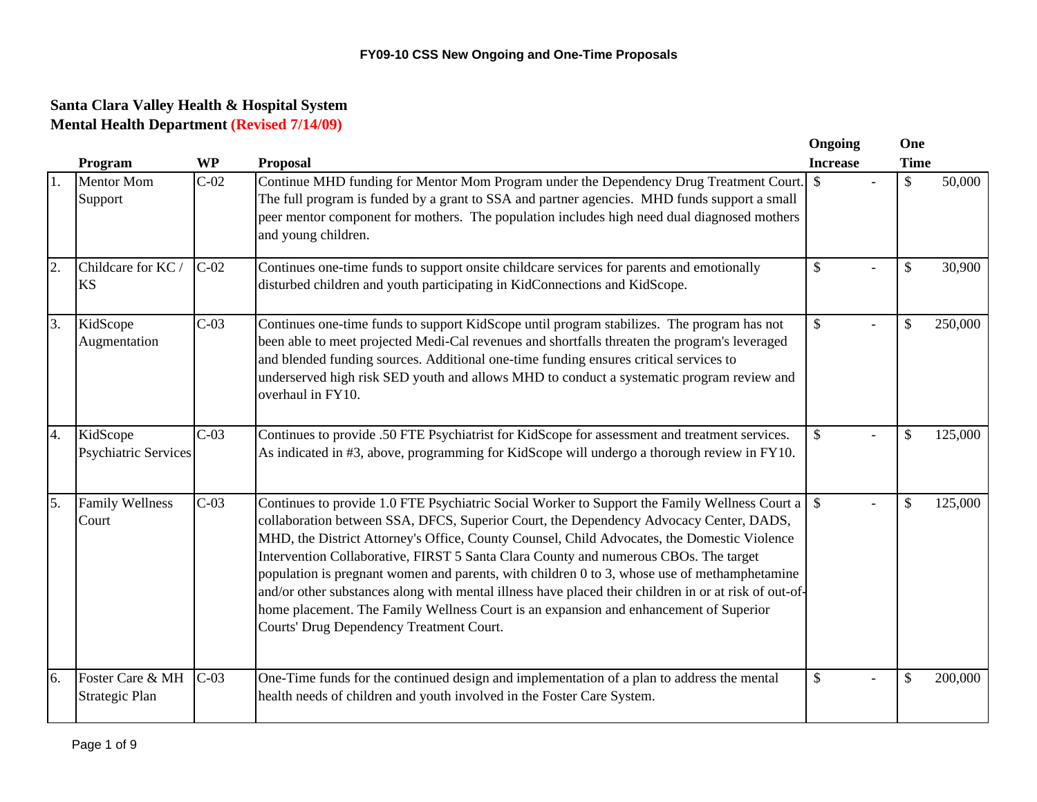**FY09-10 CSS New Ongoing and One-Time Proposals**

## Santa Clara Valley Health & Hospital System
## Mental Health Department (Revised 7/14/09)

| | Program | WP | Proposal | Ongoing Increase | One Time |
|---|---|---|---|---|---|
| 1. | Mentor Mom Support | C-02 | Continue MHD funding for Mentor Mom Program under the Dependency Drug Treatment Court. The full program is funded by a grant to SSA and partner agencies. MHD funds support a small peer mentor component for mothers. The population includes high need dual diagnosed mothers and young children. | $ - | $ 50,000 |
| 2. | Childcare for KC / KS | C-02 | Continues one-time funds to support onsite childcare services for parents and emotionally disturbed children and youth participating in KidConnections and KidScope. | $ - | $ 30,900 |
| 3. | KidScope Augmentation | C-03 | Continues one-time funds to support KidScope until program stabilizes. The program has not been able to meet projected Medi-Cal revenues and shortfalls threaten the program's leveraged and blended funding sources. Additional one-time funding ensures critical services to underserved high risk SED youth and allows MHD to conduct a systematic program review and overhaul in FY10. | $ - | $ 250,000 |
| 4. | KidScope Psychiatric Services | C-03 | Continues to provide .50 FTE Psychiatrist for KidScope for assessment and treatment services. As indicated in #3, above, programming for KidScope will undergo a thorough review in FY10. | $ - | $ 125,000 |
| 5. | Family Wellness Court | C-03 | Continues to provide 1.0 FTE Psychiatric Social Worker to Support the Family Wellness Court a collaboration between SSA, DFCS, Superior Court, the Dependency Advocacy Center, DADS, MHD, the District Attorney's Office, County Counsel, Child Advocates, the Domestic Violence Intervention Collaborative, FIRST 5 Santa Clara County and numerous CBOs. The target population is pregnant women and parents, with children 0 to 3, whose use of methamphetamine and/or other substances along with mental illness have placed their children in or at risk of out-of-home placement. The Family Wellness Court is an expansion and enhancement of Superior Courts' Drug Dependency Treatment Court. | $ - | $ 125,000 |
| 6. | Foster Care & MH Strategic Plan | C-03 | One-Time funds for the continued design and implementation of a plan to address the mental health needs of children and youth involved in the Foster Care System. | $ - | $ 200,000 |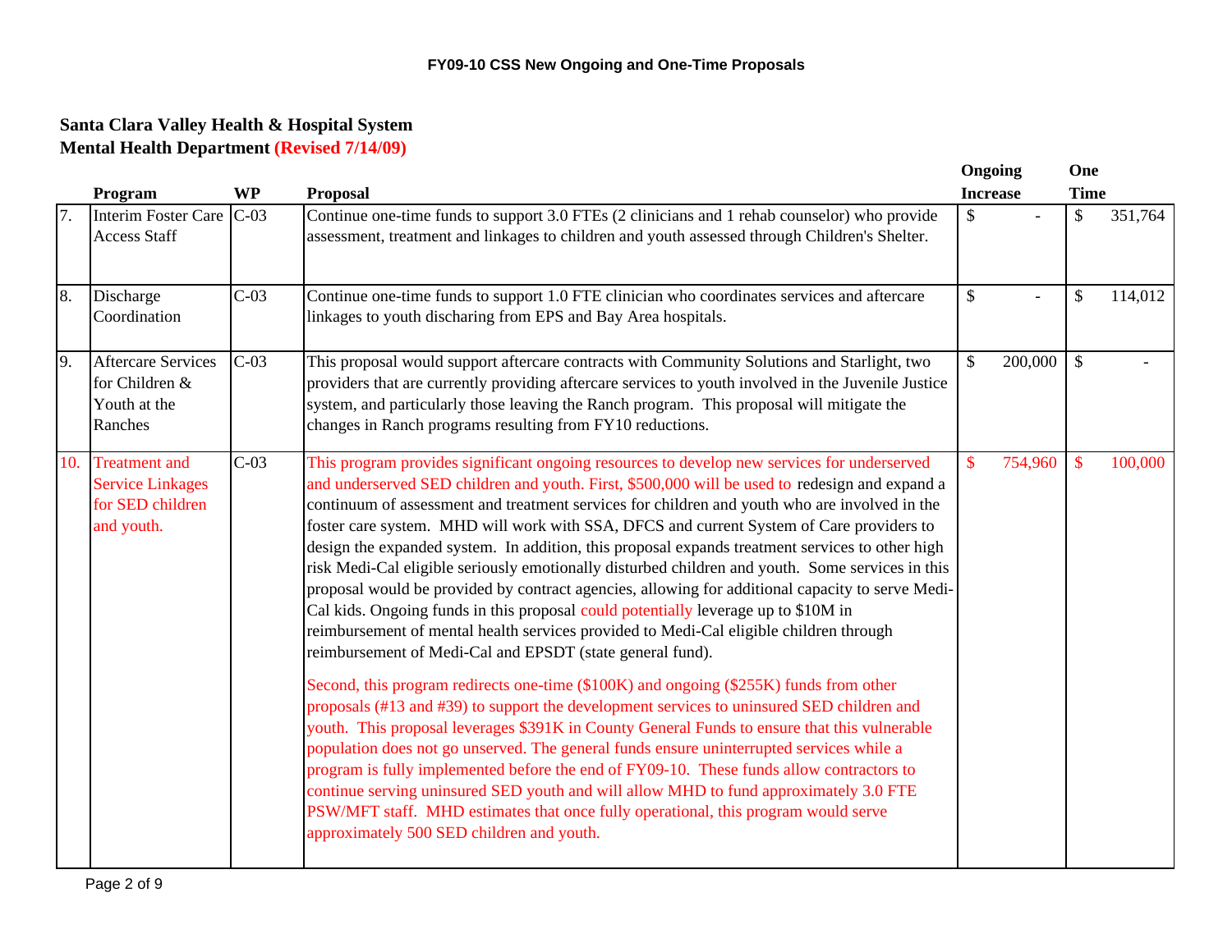## FY09-10 CSS New Ongoing and One-Time Proposals

### Santa Clara Valley Health & Hospital System
### Mental Health Department (Revised 7/14/09)

| | Program | WP | Proposal | Ongoing Increase | One Time |
|---|---|---|---|---|---|
| 7. | Interim Foster Care Access Staff | C-03 | Continue one-time funds to support 3.0 FTEs (2 clinicians and 1 rehab counselor) who provide assessment, treatment and linkages to children and youth assessed through Children's Shelter. | $ - | $ 351,764 |
| 8. | Discharge Coordination | C-03 | Continue one-time funds to support 1.0 FTE clinician who coordinates services and aftercare linkages to youth discharing from EPS and Bay Area hospitals. | $ - | $ 114,012 |
| 9. | Aftercare Services for Children & Youth at the Ranches | C-03 | This proposal would support aftercare contracts with Community Solutions and Starlight, two providers that are currently providing aftercare services to youth involved in the Juvenile Justice system, and particularly those leaving the Ranch program. This proposal will mitigate the changes in Ranch programs resulting from FY10 reductions. | $ 200,000 | $ - |
| 10. | Treatment and Service Linkages for SED children and youth. | C-03 | This program provides significant ongoing resources to develop new services for underserved and underserved SED children and youth. First, $500,000 will be used to redesign and expand a continuum of assessment and treatment services for children and youth who are involved in the foster care system. MHD will work with SSA, DFCS and current System of Care providers to design the expanded system. In addition, this proposal expands treatment services to other high risk Medi-Cal eligible seriously emotionally disturbed children and youth. Some services in this proposal would be provided by contract agencies, allowing for additional capacity to serve Medi-Cal kids. Ongoing funds in this proposal could potentially leverage up to $10M in reimbursement of mental health services provided to Medi-Cal eligible children through reimbursement of Medi-Cal and EPSDT (state general fund).<br><br>Second, this program redirects one-time ($100K) and ongoing ($255K) funds from other proposals (#13 and #39) to support the development services to uninsured SED children and youth. This proposal leverages $391K in County General Funds to ensure that this vulnerable population does not go unserved. The general funds ensure uninterrupted services while a program is fully implemented before the end of FY09-10. These funds allow contractors to continue serving uninsured SED youth and will allow MHD to fund approximately 3.0 FTE PSW/MFT staff. MHD estimates that once fully operational, this program would serve approximately 500 SED children and youth. | $ 754,960 | $ 100,000 |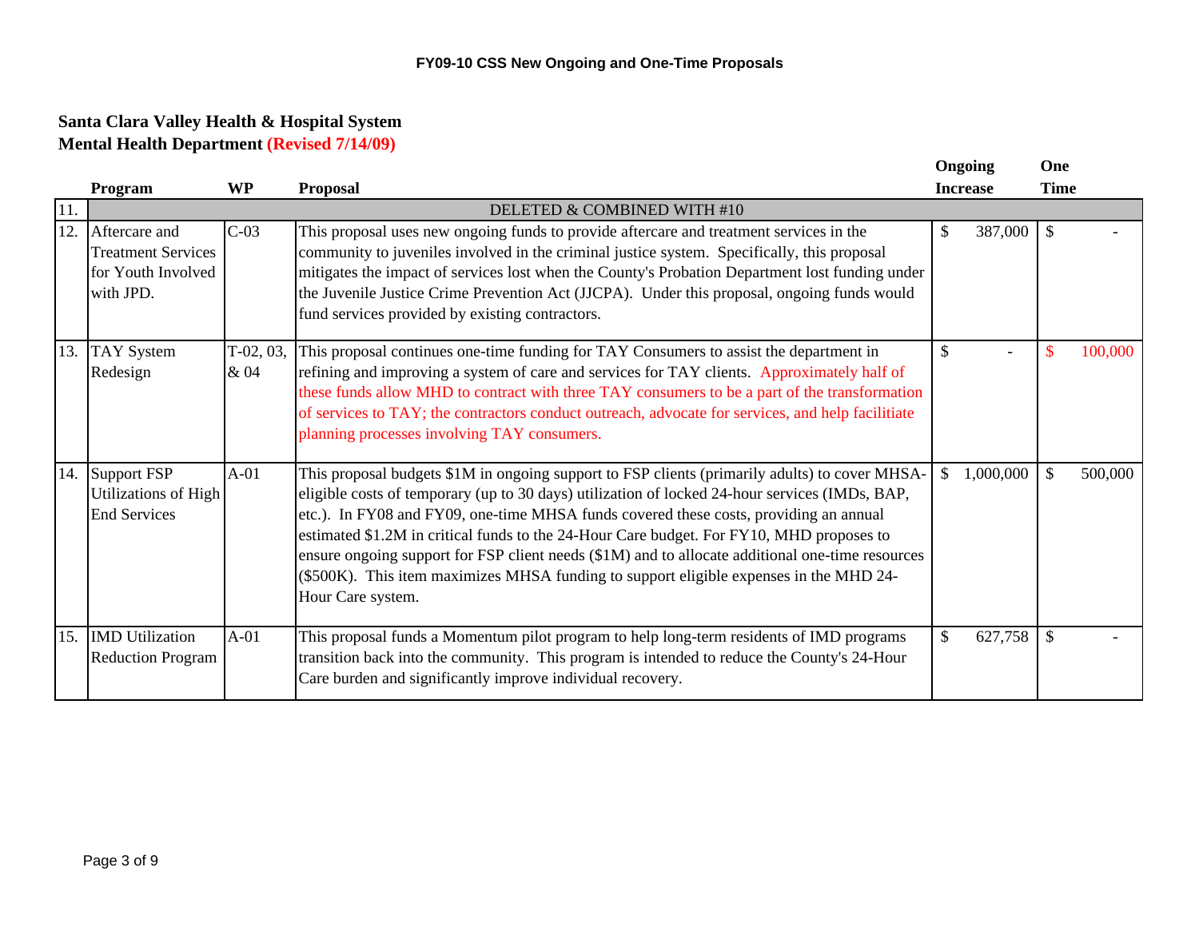**FY09-10 CSS New Ongoing and One-Time Proposals**

**Santa Clara Valley Health & Hospital System**
**Mental Health Department (Revised 7/14/09)**

| | Program | WP | Proposal | Ongoing Increase | One Time |
|---|---|---|---|---|---|
| 11. | DELETED & COMBINED WITH #10 | | | | |
| 12. | Aftercare and Treatment Services for Youth Involved with JPD. | C-03 | This proposal uses new ongoing funds to provide aftercare and treatment services in the community to juveniles involved in the criminal justice system. Specifically, this proposal mitigates the impact of services lost when the County's Probation Department lost funding under the Juvenile Justice Crime Prevention Act (JJCPA). Under this proposal, ongoing funds would fund services provided by existing contractors. | $ 387,000 | $ - |
| 13. | TAY System Redesign | T-02, 03, & 04 | This proposal continues one-time funding for TAY Consumers to assist the department in refining and improving a system of care and services for TAY clients. Approximately half of these funds allow MHD to contract with three TAY consumers to be a part of the transformation of services to TAY; the contractors conduct outreach, advocate for services, and help facilitiate planning processes involving TAY consumers. | $ - | $ 100,000 |
| 14. | Support FSP Utilizations of High End Services | A-01 | This proposal budgets $1M in ongoing support to FSP clients (primarily adults) to cover MHSA-eligible costs of temporary (up to 30 days) utilization of locked 24-hour services (IMDs, BAP, etc.). In FY08 and FY09, one-time MHSA funds covered these costs, providing an annual estimated $1.2M in critical funds to the 24-Hour Care budget. For FY10, MHD proposes to ensure ongoing support for FSP client needs ($1M) and to allocate additional one-time resources ($500K). This item maximizes MHSA funding to support eligible expenses in the MHD 24-Hour Care system. | $ 1,000,000 | $ 500,000 |
| 15. | IMD Utilization Reduction Program | A-01 | This proposal funds a Momentum pilot program to help long-term residents of IMD programs transition back into the community. This program is intended to reduce the County's 24-Hour Care burden and significantly improve individual recovery. | $ 627,758 | $ - |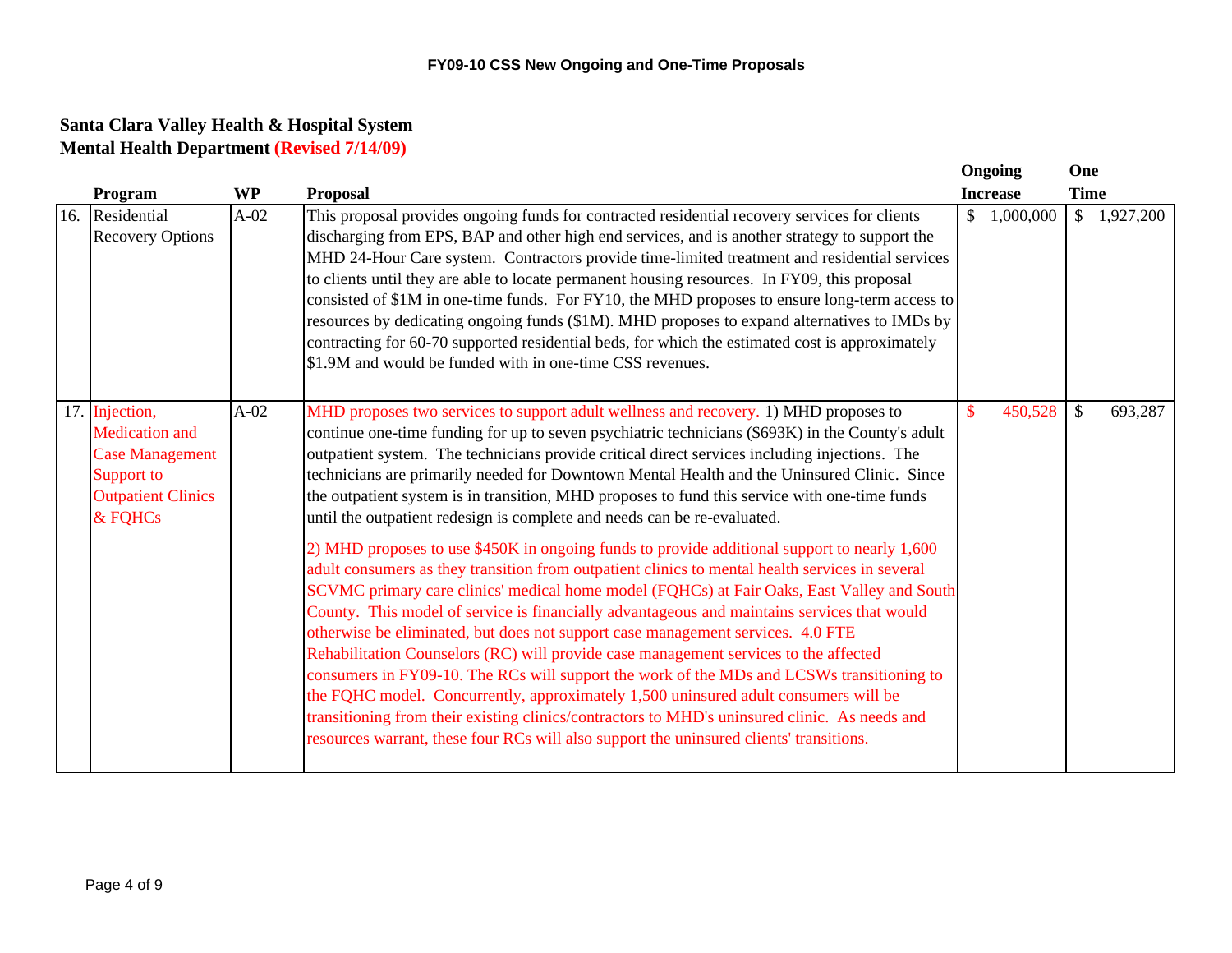## FY09-10 CSS New Ongoing and One-Time Proposals

**Santa Clara Valley Health & Hospital System**
**Mental Health Department (Revised 7/14/09)**

| | Program | WP | Proposal | Ongoing Increase | One Time |
|---|---|---|---|---|---|
| 16. | Residential Recovery Options | A-02 | This proposal provides ongoing funds for contracted residential recovery services for clients discharging from EPS, BAP and other high end services, and is another strategy to support the MHD 24-Hour Care system. Contractors provide time-limited treatment and residential services to clients until they are able to locate permanent housing resources. In FY09, this proposal consisted of $1M in one-time funds. For FY10, the MHD proposes to ensure long-term access to resources by dedicating ongoing funds ($1M). MHD proposes to expand alternatives to IMDs by contracting for 60-70 supported residential beds, for which the estimated cost is approximately $1.9M and would be funded with in one-time CSS revenues. | $ 1,000,000 | $ 1,927,200 |
| 17. | Injection, Medication and Case Management Support to Outpatient Clinics & FQHCs | A-02 | MHD proposes two services to support adult wellness and recovery. 1) MHD proposes to continue one-time funding for up to seven psychiatric technicians ($693K) in the County's adult outpatient system. The technicians provide critical direct services including injections. The technicians are primarily needed for Downtown Mental Health and the Uninsured Clinic. Since the outpatient system is in transition, MHD proposes to fund this service with one-time funds until the outpatient redesign is complete and needs can be re-evaluated.<br><br>2) MHD proposes to use $450K in ongoing funds to provide additional support to nearly 1,600 adult consumers as they transition from outpatient clinics to mental health services in several SCVMC primary care clinics' medical home model (FQHCs) at Fair Oaks, East Valley and South County. This model of service is financially advantageous and maintains services that would otherwise be eliminated, but does not support case management services. 4.0 FTE Rehabilitation Counselors (RC) will provide case management services to the affected consumers in FY09-10. The RCs will support the work of the MDs and LCSWs transitioning to the FQHC model. Concurrently, approximately 1,500 uninsured adult consumers will be transitioning from their existing clinics/contractors to MHD's uninsured clinic. As needs and resources warrant, these four RCs will also support the uninsured clients' transitions. | $ 450,528 | $ 693,287 |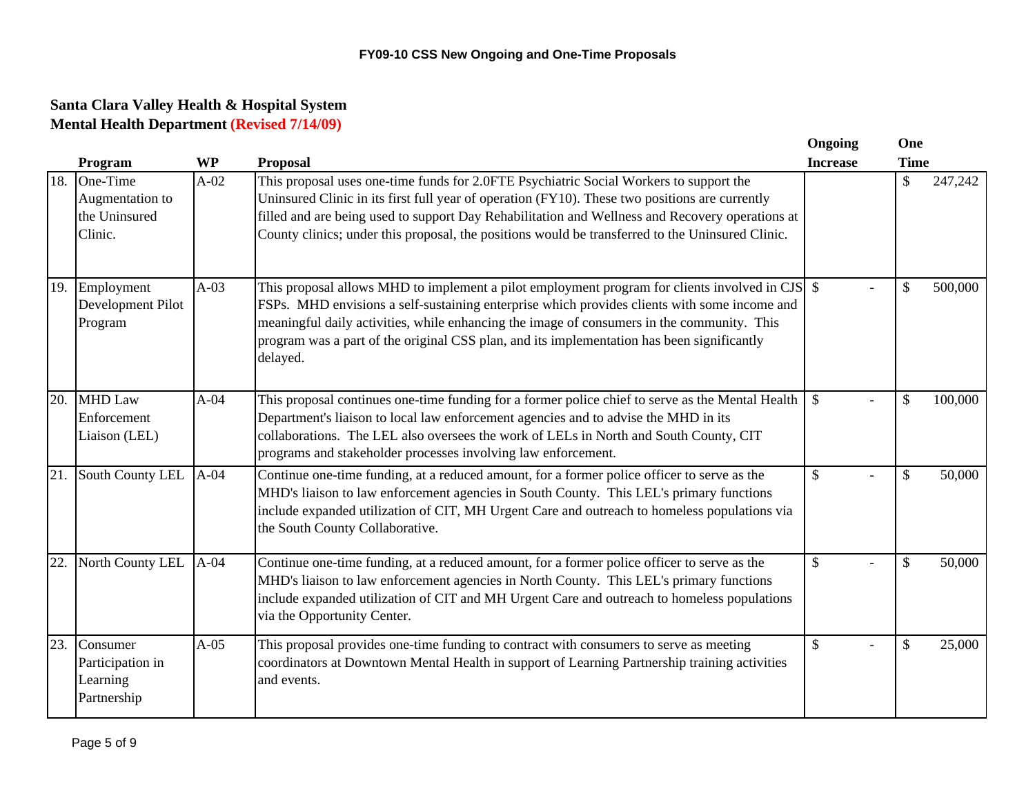## FY09-10 CSS New Ongoing and One-Time Proposals

**Santa Clara Valley Health & Hospital System**
**Mental Health Department (Revised 7/14/09)**

| | Program | WP | Proposal | Ongoing Increase | One Time |
|---|---|---|---|---|---|
| 18. | One-Time Augmentation to the Uninsured Clinic. | A-02 | This proposal uses one-time funds for 2.0FTE Psychiatric Social Workers to support the Uninsured Clinic in its first full year of operation (FY10). These two positions are currently filled and are being used to support Day Rehabilitation and Wellness and Recovery operations at County clinics; under this proposal, the positions would be transferred to the Uninsured Clinic. | | $ 247,242 |
| 19. | Employment Development Pilot Program | A-03 | This proposal allows MHD to implement a pilot employment program for clients involved in CJS FSPs. MHD envisions a self-sustaining enterprise which provides clients with some income and meaningful daily activities, while enhancing the image of consumers in the community. This program was a part of the original CSS plan, and its implementation has been significantly delayed. | $ - | $ 500,000 |
| 20. | MHD Law Enforcement Liaison (LEL) | A-04 | This proposal continues one-time funding for a former police chief to serve as the Mental Health Department's liaison to local law enforcement agencies and to advise the MHD in its collaborations. The LEL also oversees the work of LELs in North and South County, CIT programs and stakeholder processes involving law enforcement. | $ - | $ 100,000 |
| 21. | South County LEL | A-04 | Continue one-time funding, at a reduced amount, for a former police officer to serve as the MHD's liaison to law enforcement agencies in South County. This LEL's primary functions include expanded utilization of CIT, MH Urgent Care and outreach to homeless populations via the South County Collaborative. | $ - | $ 50,000 |
| 22. | North County LEL | A-04 | Continue one-time funding, at a reduced amount, for a former police officer to serve as the MHD's liaison to law enforcement agencies in North County. This LEL's primary functions include expanded utilization of CIT and MH Urgent Care and outreach to homeless populations via the Opportunity Center. | $ - | $ 50,000 |
| 23. | Consumer Participation in Learning Partnership | A-05 | This proposal provides one-time funding to contract with consumers to serve as meeting coordinators at Downtown Mental Health in support of Learning Partnership training activities and events. | $ - | $ 25,000 |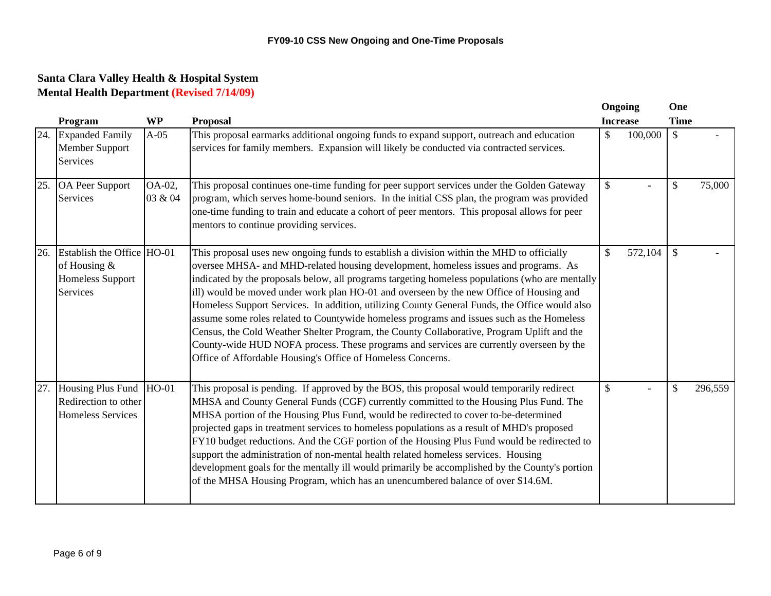## FY09-10 CSS New Ongoing and One-Time Proposals

**Santa Clara Valley Health & Hospital System**
**Mental Health Department (Revised 7/14/09)**

| | Program | WP | Proposal | Ongoing Increase | One Time |
|---|---|---|---|---|---|
| 24. | Expanded Family Member Support Services | A-05 | This proposal earmarks additional ongoing funds to expand support, outreach and education services for family members. Expansion will likely be conducted via contracted services. | $ 100,000 | $ - |
| 25. | OA Peer Support Services | OA-02, 03 & 04 | This proposal continues one-time funding for peer support services under the Golden Gateway program, which serves home-bound seniors. In the initial CSS plan, the program was provided one-time funding to train and educate a cohort of peer mentors. This proposal allows for peer mentors to continue providing services. | $ - | $ 75,000 |
| 26. | Establish the Office of Housing & Homeless Support Services | HO-01 | This proposal uses new ongoing funds to establish a division within the MHD to officially oversee MHSA- and MHD-related housing development, homeless issues and programs. As indicated by the proposals below, all programs targeting homeless populations (who are mentally ill) would be moved under work plan HO-01 and overseen by the new Office of Housing and Homeless Support Services. In addition, utilizing County General Funds, the Office would also assume some roles related to Countywide homeless programs and issues such as the Homeless Census, the Cold Weather Shelter Program, the County Collaborative, Program Uplift and the County-wide HUD NOFA process. These programs and services are currently overseen by the Office of Affordable Housing's Office of Homeless Concerns. | $ 572,104 | $ - |
| 27. | Housing Plus Fund Redirection to other Homeless Services | HO-01 | This proposal is pending. If approved by the BOS, this proposal would temporarily redirect MHSA and County General Funds (CGF) currently committed to the Housing Plus Fund. The MHSA portion of the Housing Plus Fund, would be redirected to cover to-be-determined projected gaps in treatment services to homeless populations as a result of MHD's proposed FY10 budget reductions. And the CGF portion of the Housing Plus Fund would be redirected to support the administration of non-mental health related homeless services. Housing development goals for the mentally ill would primarily be accomplished by the County's portion of the MHSA Housing Program, which has an unencumbered balance of over $14.6M. | $ - | $ 296,559 |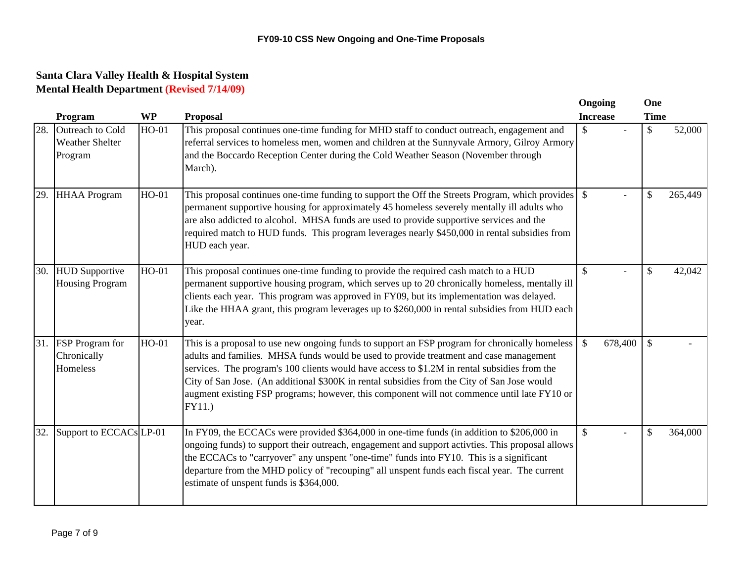**FY09-10 CSS New Ongoing and One-Time Proposals**

**Santa Clara Valley Health & Hospital System**
**Mental Health Department (Revised 7/14/09)**

| | Program | WP | Proposal | Ongoing Increase | One Time |
|---|---|---|---|---|---|
| 28. | Outreach to Cold Weather Shelter Program | HO-01 | This proposal continues one-time funding for MHD staff to conduct outreach, engagement and referral services to homeless men, women and children at the Sunnyvale Armory, Gilroy Armory and the Boccardo Reception Center during the Cold Weather Season (November through March). | $ - | $ 52,000 |
| 29. | HHAA Program | HO-01 | This proposal continues one-time funding to support the Off the Streets Program, which provides permanent supportive housing for approximately 45 homeless severely mentally ill adults who are also addicted to alcohol. MHSA funds are used to provide supportive services and the required match to HUD funds. This program leverages nearly $450,000 in rental subsidies from HUD each year. | $ - | $ 265,449 |
| 30. | HUD Supportive Housing Program | HO-01 | This proposal continues one-time funding to provide the required cash match to a HUD permanent supportive housing program, which serves up to 20 chronically homeless, mentally ill clients each year. This program was approved in FY09, but its implementation was delayed. Like the HHAA grant, this program leverages up to $260,000 in rental subsidies from HUD each year. | $ - | $ 42,042 |
| 31. | FSP Program for Chronically Homeless | HO-01 | This is a proposal to use new ongoing funds to support an FSP program for chronically homeless adults and families. MHSA funds would be used to provide treatment and case management services. The program's 100 clients would have access to $1.2M in rental subsidies from the City of San Jose. (An additional $300K in rental subsidies from the City of San Jose would augment existing FSP programs; however, this component will not commence until late FY10 or FY11.) | $ 678,400 | $ - |
| 32. | Support to ECCACs | LP-01 | In FY09, the ECCACs were provided $364,000 in one-time funds (in addition to $206,000 in ongoing funds) to support their outreach, engagement and support activties. This proposal allows the ECCACs to "carryover" any unspent "one-time" funds into FY10. This is a significant departure from the MHD policy of "recouping" all unspent funds each fiscal year. The current estimate of unspent funds is $364,000. | $ - | $ 364,000 |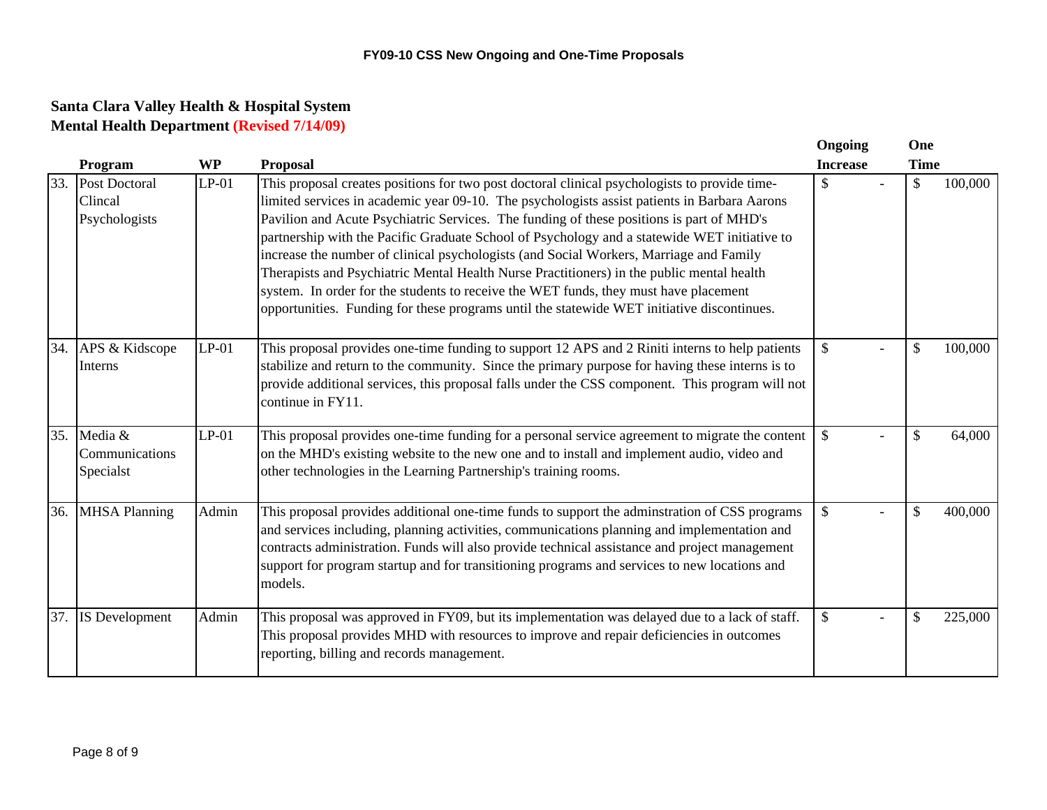**FY09-10 CSS New Ongoing and One-Time Proposals**

## Santa Clara Valley Health & Hospital System
## Mental Health Department (Revised 7/14/09)

| | Program | WP | Proposal | Ongoing Increase | One Time |
|---|---|---|---|---|---|
| 33. | Post Doctoral Clincal Psychologists | LP-01 | This proposal creates positions for two post doctoral clinical psychologists to provide time-limited services in academic year 09-10. The psychologists assist patients in Barbara Aarons Pavilion and Acute Psychiatric Services. The funding of these positions is part of MHD's partnership with the Pacific Graduate School of Psychology and a statewide WET initiative to increase the number of clinical psychologists (and Social Workers, Marriage and Family Therapists and Psychiatric Mental Health Nurse Practitioners) in the public mental health system. In order for the students to receive the WET funds, they must have placement opportunities. Funding for these programs until the statewide WET initiative discontinues. | $ - | $ 100,000 |
| 34. | APS & Kidscope Interns | LP-01 | This proposal provides one-time funding to support 12 APS and 2 Riniti interns to help patients stabilize and return to the community. Since the primary purpose for having these interns is to provide additional services, this proposal falls under the CSS component. This program will not continue in FY11. | $ - | $ 100,000 |
| 35. | Media & Communications Specialst | LP-01 | This proposal provides one-time funding for a personal service agreement to migrate the content on the MHD's existing website to the new one and to install and implement audio, video and other technologies in the Learning Partnership's training rooms. | $ - | $ 64,000 |
| 36. | MHSA Planning | Admin | This proposal provides additional one-time funds to support the adminstration of CSS programs and services including, planning activities, communications planning and implementation and contracts administration. Funds will also provide technical assistance and project management support for program startup and for transitioning programs and services to new locations and models. | $ - | $ 400,000 |
| 37. | IS Development | Admin | This proposal was approved in FY09, but its implementation was delayed due to a lack of staff. This proposal provides MHD with resources to improve and repair deficiencies in outcomes reporting, billing and records management. | $ - | $ 225,000 |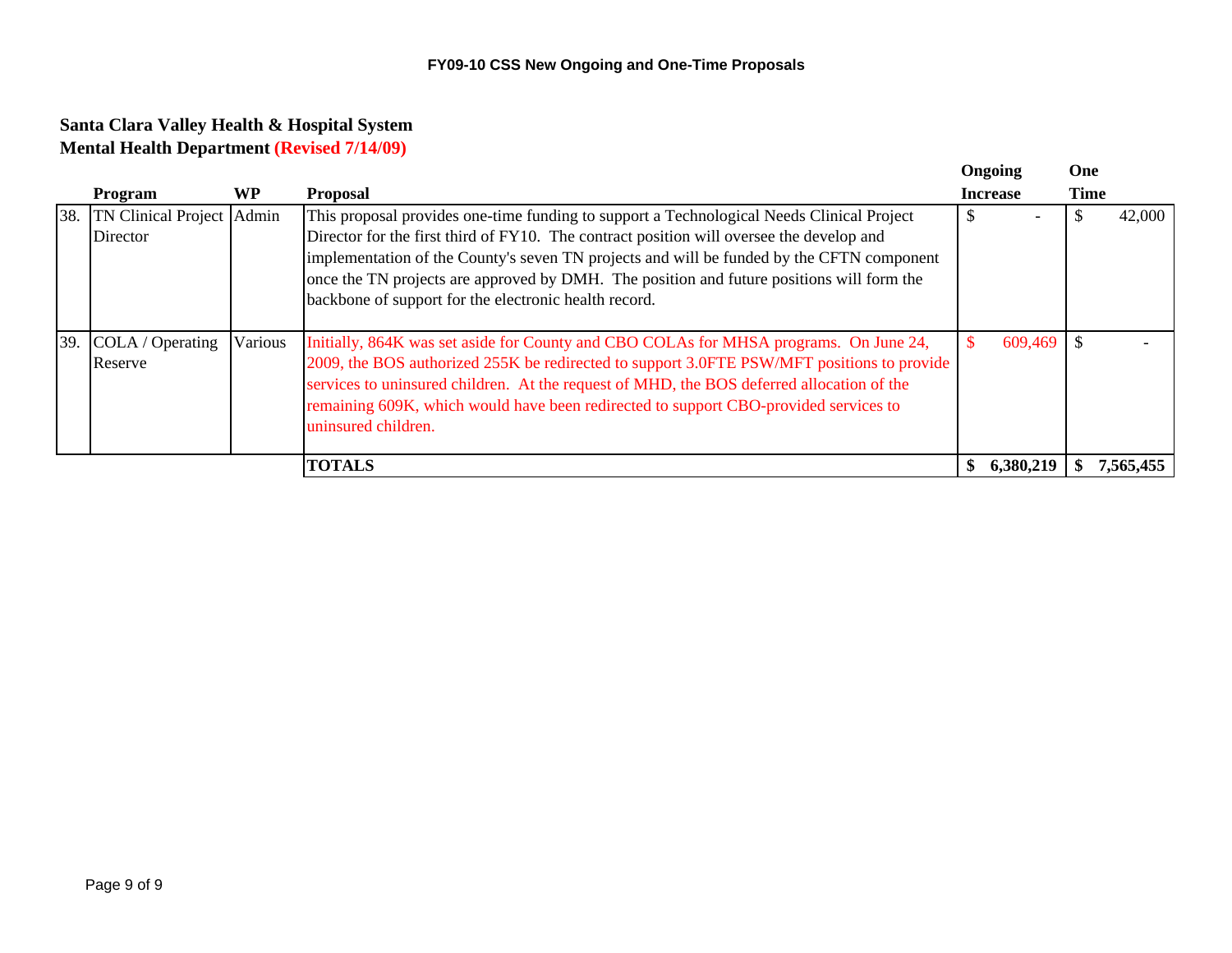**FY09-10 CSS New Ongoing and One-Time Proposals**

**Santa Clara Valley Health & Hospital System**
**Mental Health Department (Revised 7/14/09)**

| | Program | WP | Proposal | Ongoing Increase | One Time |
|---|---|---|---|---|---|
| 38. | TN Clinical Project Director | Admin | This proposal provides one-time funding to support a Technological Needs Clinical Project Director for the first third of FY10. The contract position will oversee the develop and implementation of the County's seven TN projects and will be funded by the CFTN component once the TN projects are approved by DMH. The position and future positions will form the backbone of support for the electronic health record. | $ - | $ 42,000 |
| 39. | COLA / Operating Reserve | Various | Initially, 864K was set aside for County and CBO COLAs for MHSA programs. On June 24, 2009, the BOS authorized 255K be redirected to support 3.0FTE PSW/MFT positions to provide services to uninsured children. At the request of MHD, the BOS deferred allocation of the remaining 609K, which would have been redirected to support CBO-provided services to uninsured children. | $ 609,469 | $ - |
| | | | **TOTALS** | **$ 6,380,219** | **$ 7,565,455** |